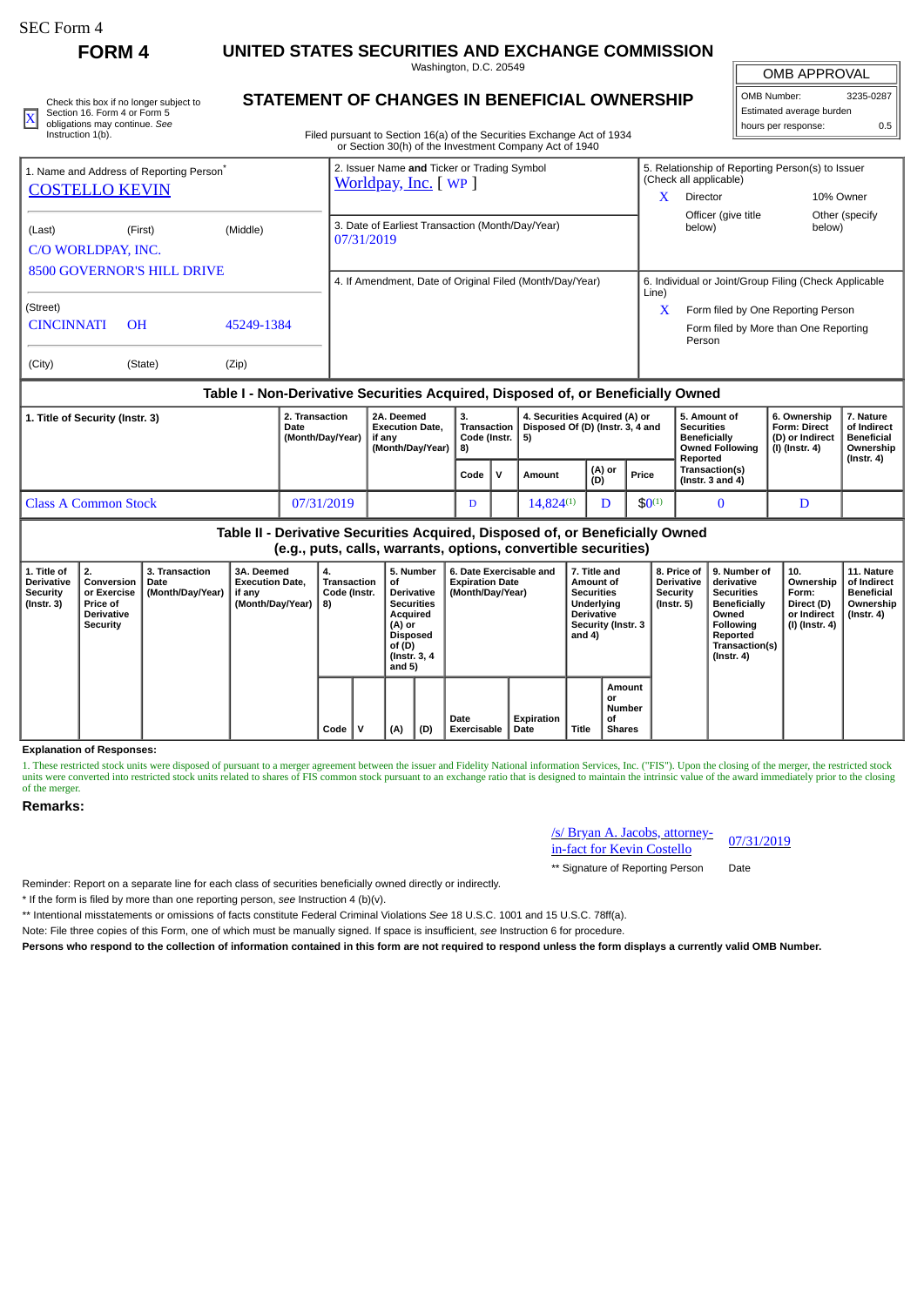SEC Form 4

**FORM 4**

# UNITED STATES SECURITIES AND EXCHANGE COMMISSION

Washington, D.C. 20549

## STATEMENT OF CHANGES IN BENEFICIAL OWNERSHIP

Filed pursuant to Section 16(a) of the Securities Exchange Act of 1934 or Section 30(h) of the Investment Company Act of 1940

| OMB APPROVAL | |
|---|---|
| OMB Number: | 3235-0287 |
| Estimated average burden | |
| hours per response: | 0.5 |

[X] Check this box if no longer subject to Section 16. Form 4 or Form 5 obligations may continue. *See* Instruction 1(b).

1. Name and Address of Reporting Person*
COSTELLO KEVIN

(Last) (First) (Middle)
C/O WORLDPAY, INC.
8500 GOVERNOR'S HILL DRIVE

(Street)
CINCINNATI OH 45249-1384

(City) (State) (Zip)

2. Issuer Name **and** Ticker or Trading Symbol
Worldpay, Inc. [ WP ]

3. Date of Earliest Transaction (Month/Day/Year)
07/31/2019

4. If Amendment, Date of Original Filed (Month/Day/Year)

5. Relationship of Reporting Person(s) to Issuer (Check all applicable)
X Director
10% Owner
Officer (give title below)
Other (specify below)

6. Individual or Joint/Group Filing (Check Applicable Line)
X Form filed by One Reporting Person
Form filed by More than One Reporting Person

### Table I - Non-Derivative Securities Acquired, Disposed of, or Beneficially Owned

| 1. Title of Security (Instr. 3) | 2. Transaction Date (Month/Day/Year) | 2A. Deemed Execution Date, if any (Month/Day/Year) | 3. Transaction Code (Instr. 8) | | 4. Securities Acquired (A) or Disposed Of (D) (Instr. 3, 4 and 5) | | | 5. Amount of Securities Beneficially Owned Following Reported Transaction(s) (Instr. 3 and 4) | 6. Ownership Form: Direct (D) or Indirect (I) (Instr. 4) | 7. Nature of Indirect Beneficial Ownership (Instr. 4) |
|---|---|---|---|---|---|---|---|---|---|---|
| | | | Code | V | Amount | (A) or (D) | Price | | | |
| Class A Common Stock | 07/31/2019 | | D | | 14,824[(1)] | D | $0[(1)] | 0 | D | |

### Table II - Derivative Securities Acquired, Disposed of, or Beneficially Owned (e.g., puts, calls, warrants, options, convertible securities)

| 1. Title of Derivative Security (Instr. 3) | 2. Conversion or Exercise Price of Derivative Security | 3. Transaction Date (Month/Day/Year) | 3A. Deemed Execution Date, if any (Month/Day/Year) | 4. Transaction Code (Instr. 8) | | 5. Number of Derivative Securities Acquired (A) or Disposed of (D) (Instr. 3, 4 and 5) | | 6. Date Exercisable and Expiration Date (Month/Day/Year) | | 7. Title and Amount of Securities Underlying Derivative Security (Instr. 3 and 4) | | 8. Price of Derivative Security (Instr. 5) | 9. Number of derivative Securities Beneficially Owned Following Reported Transaction(s) (Instr. 4) | 10. Ownership Form: Direct (D) or Indirect (I) (Instr. 4) | 11. Nature of Indirect Beneficial Ownership (Instr. 4) |
|---|---|---|---|---|---|---|---|---|---|---|---|---|---|---|---|
| | | | | Code | V | (A) | (D) | Date Exercisable | Expiration Date | Title | Amount or Number of Shares | | | | |

**Explanation of Responses:**

1. These restricted stock units were disposed of pursuant to a merger agreement between the issuer and Fidelity National information Services, Inc. ("FIS"). Upon the closing of the merger, the restricted stock units were converted into restricted stock units related to shares of FIS common stock pursuant to an exchange ratio that is designed to maintain the intrinsic value of the award immediately prior to the closing of the merger.

**Remarks:**

/s/ Bryan A. Jacobs, attorney-in-fact for Kevin Costello 07/31/2019

** Signature of Reporting Person Date

Reminder: Report on a separate line for each class of securities beneficially owned directly or indirectly.

* If the form is filed by more than one reporting person, *see* Instruction 4 (b)(v).

** Intentional misstatements or omissions of facts constitute Federal Criminal Violations *See* 18 U.S.C. 1001 and 15 U.S.C. 78ff(a).

Note: File three copies of this Form, one of which must be manually signed. If space is insufficient, *see* Instruction 6 for procedure.

**Persons who respond to the collection of information contained in this form are not required to respond unless the form displays a currently valid OMB Number.**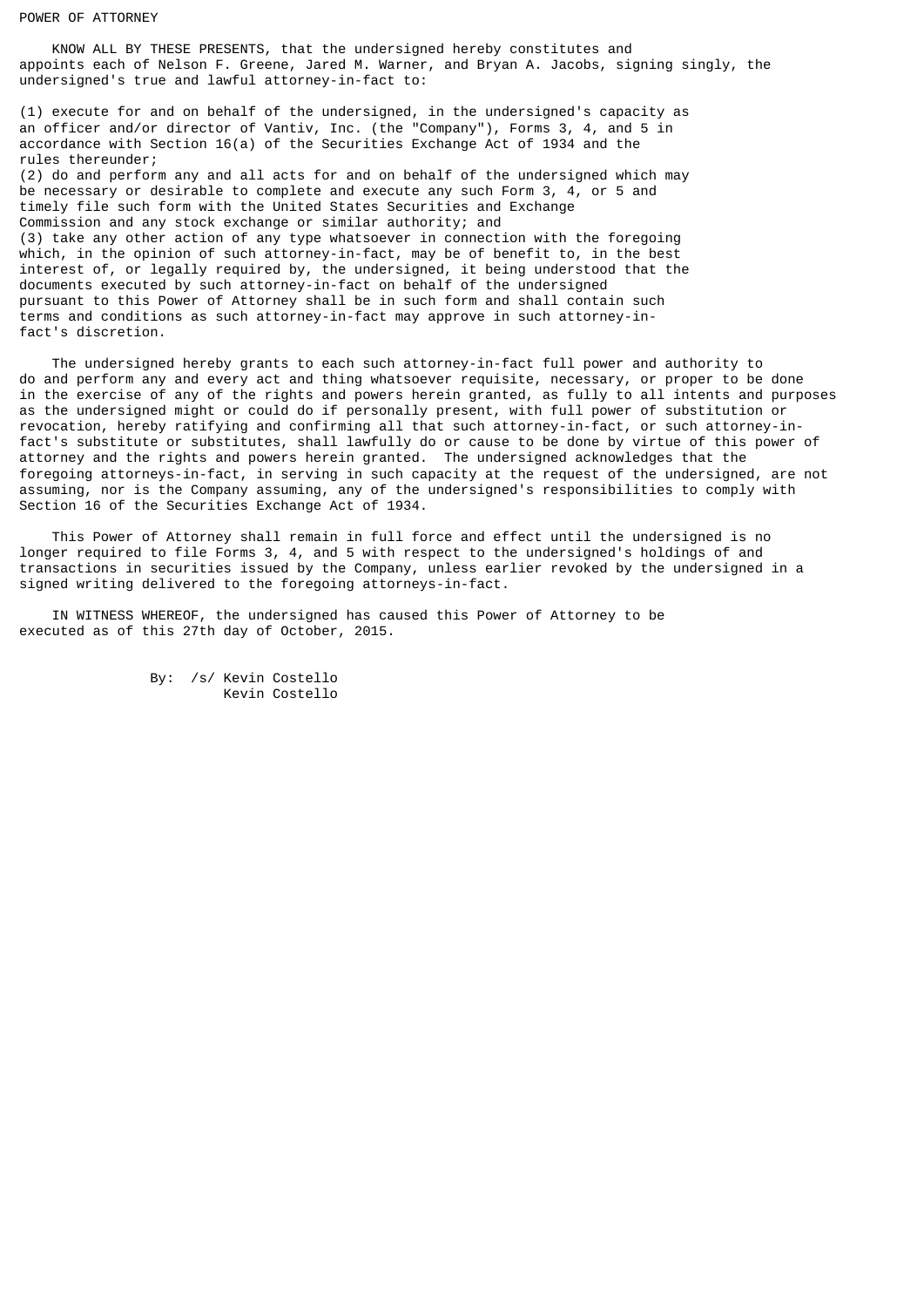POWER OF ATTORNEY

KNOW ALL BY THESE PRESENTS, that the undersigned hereby constitutes and appoints each of Nelson F. Greene, Jared M. Warner, and Bryan A. Jacobs, signing singly, the undersigned's true and lawful attorney-in-fact to:

(1) execute for and on behalf of the undersigned, in the undersigned's capacity as an officer and/or director of Vantiv, Inc. (the "Company"), Forms 3, 4, and 5 in accordance with Section 16(a) of the Securities Exchange Act of 1934 and the rules thereunder;
(2) do and perform any and all acts for and on behalf of the undersigned which may be necessary or desirable to complete and execute any such Form 3, 4, or 5 and timely file such form with the United States Securities and Exchange Commission and any stock exchange or similar authority; and
(3) take any other action of any type whatsoever in connection with the foregoing which, in the opinion of such attorney-in-fact, may be of benefit to, in the best interest of, or legally required by, the undersigned, it being understood that the documents executed by such attorney-in-fact on behalf of the undersigned pursuant to this Power of Attorney shall be in such form and shall contain such terms and conditions as such attorney-in-fact may approve in such attorney-in-fact's discretion.

The undersigned hereby grants to each such attorney-in-fact full power and authority to do and perform any and every act and thing whatsoever requisite, necessary, or proper to be done in the exercise of any of the rights and powers herein granted, as fully to all intents and purposes as the undersigned might or could do if personally present, with full power of substitution or revocation, hereby ratifying and confirming all that such attorney-in-fact, or such attorney-in-fact's substitute or substitutes, shall lawfully do or cause to be done by virtue of this power of attorney and the rights and powers herein granted. The undersigned acknowledges that the foregoing attorneys-in-fact, in serving in such capacity at the request of the undersigned, are not assuming, nor is the Company assuming, any of the undersigned's responsibilities to comply with Section 16 of the Securities Exchange Act of 1934.

This Power of Attorney shall remain in full force and effect until the undersigned is no longer required to file Forms 3, 4, and 5 with respect to the undersigned's holdings of and transactions in securities issued by the Company, unless earlier revoked by the undersigned in a signed writing delivered to the foregoing attorneys-in-fact.

IN WITNESS WHEREOF, the undersigned has caused this Power of Attorney to be executed as of this 27th day of October, 2015.

By: /s/ Kevin Costello
Kevin Costello